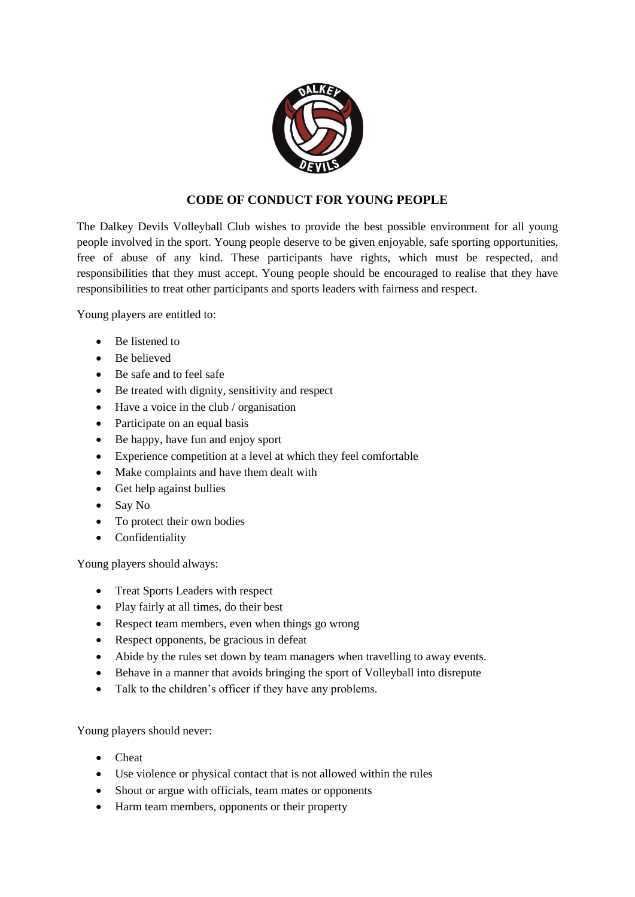## CODE OF CONDUCT FOR YOUNG PEOPLE

The Dalkey Devils Volleyball Club wishes to provide the best possible environment for all young people involved in the sport. Young people deserve to be given enjoyable, safe sporting opportunities, free of abuse of any kind. These participants have rights, which must be respected, and responsibilities that they must accept. Young people should be encouraged to realise that they have responsibilities to treat other participants and sports leaders with fairness and respect.

Young players are entitled to:

- Be listened to
- Be believed
- Be safe and to feel safe
- Be treated with dignity, sensitivity and respect
- Have a voice in the club / organisation
- Participate on an equal basis
- Be happy, have fun and enjoy sport
- Experience competition at a level at which they feel comfortable
- Make complaints and have them dealt with
- Get help against bullies
- Say No
- To protect their own bodies
- Confidentiality

Young players should always:

- Treat Sports Leaders with respect
- Play fairly at all times, do their best
- Respect team members, even when things go wrong
- Respect opponents, be gracious in defeat
- Abide by the rules set down by team managers when travelling to away events.
- Behave in a manner that avoids bringing the sport of Volleyball into disrepute
- Talk to the children's officer if they have any problems.

Young players should never:

- Cheat
- Use violence or physical contact that is not allowed within the rules
- Shout or argue with officials, team mates or opponents
- Harm team members, opponents or their property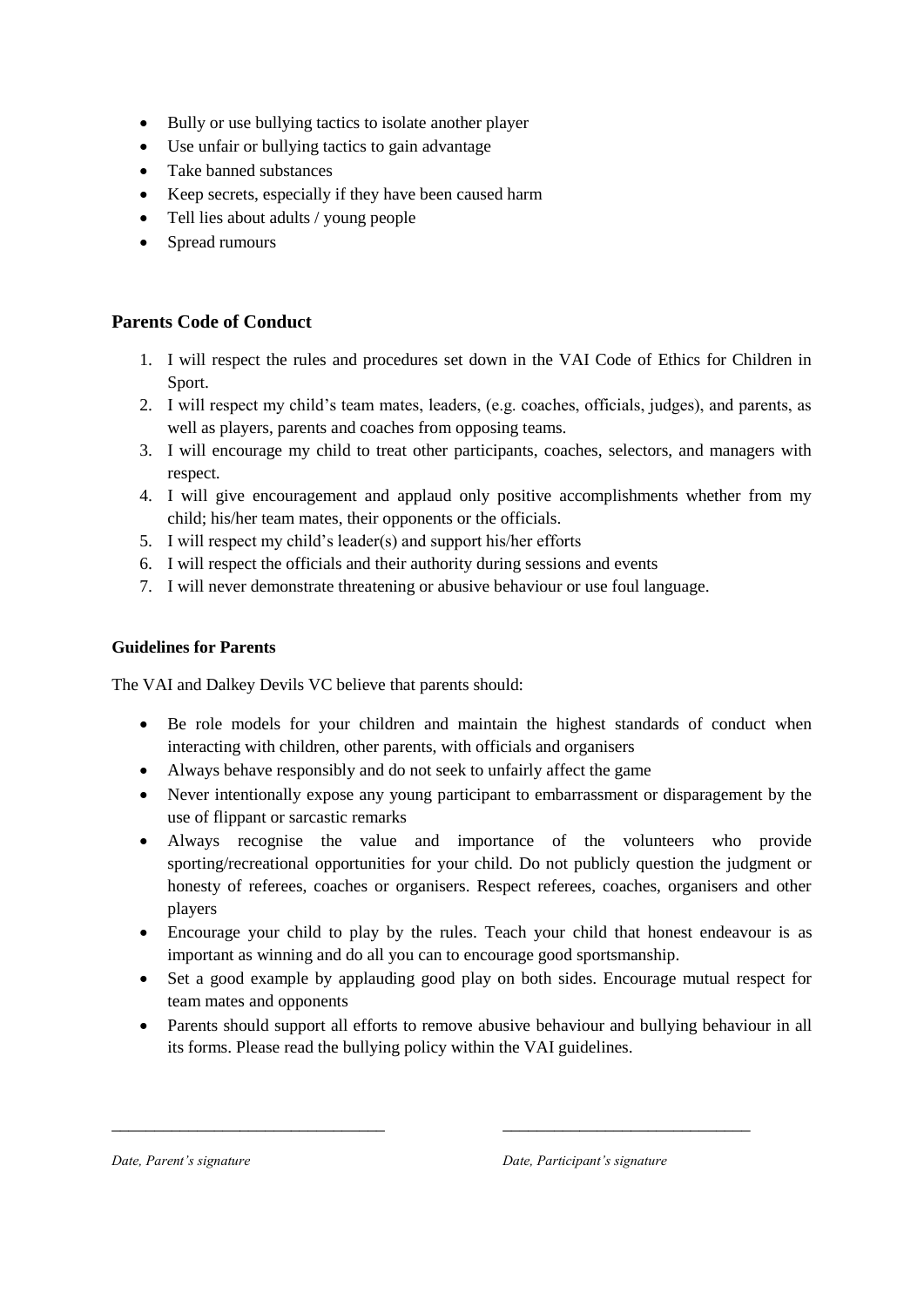- Bully or use bullying tactics to isolate another player
- Use unfair or bullying tactics to gain advantage
- Take banned substances
- Keep secrets, especially if they have been caused harm
- Tell lies about adults / young people
- Spread rumours

### Parents Code of Conduct

1. I will respect the rules and procedures set down in the VAI Code of Ethics for Children in Sport.
2. I will respect my child's team mates, leaders, (e.g. coaches, officials, judges), and parents, as well as players, parents and coaches from opposing teams.
3. I will encourage my child to treat other participants, coaches, selectors, and managers with respect.
4. I will give encouragement and applaud only positive accomplishments whether from my child; his/her team mates, their opponents or the officials.
5. I will respect my child's leader(s) and support his/her efforts
6. I will respect the officials and their authority during sessions and events
7. I will never demonstrate threatening or abusive behaviour or use foul language.

**Guidelines for Parents**

The VAI and Dalkey Devils VC believe that parents should:

- Be role models for your children and maintain the highest standards of conduct when interacting with children, other parents, with officials and organisers
- Always behave responsibly and do not seek to unfairly affect the game
- Never intentionally expose any young participant to embarrassment or disparagement by the use of flippant or sarcastic remarks
- Always recognise the value and importance of the volunteers who provide sporting/recreational opportunities for your child. Do not publicly question the judgment or honesty of referees, coaches or organisers. Respect referees, coaches, organisers and other players
- Encourage your child to play by the rules. Teach your child that honest endeavour is as important as winning and do all you can to encourage good sportsmanship.
- Set a good example by applauding good play on both sides. Encourage mutual respect for team mates and opponents
- Parents should support all efforts to remove abusive behaviour and bullying behaviour in all its forms. Please read the bullying policy within the VAI guidelines.

_________________________________ _______________________________

*Date, Parent's signature* *Date, Participant's signature*